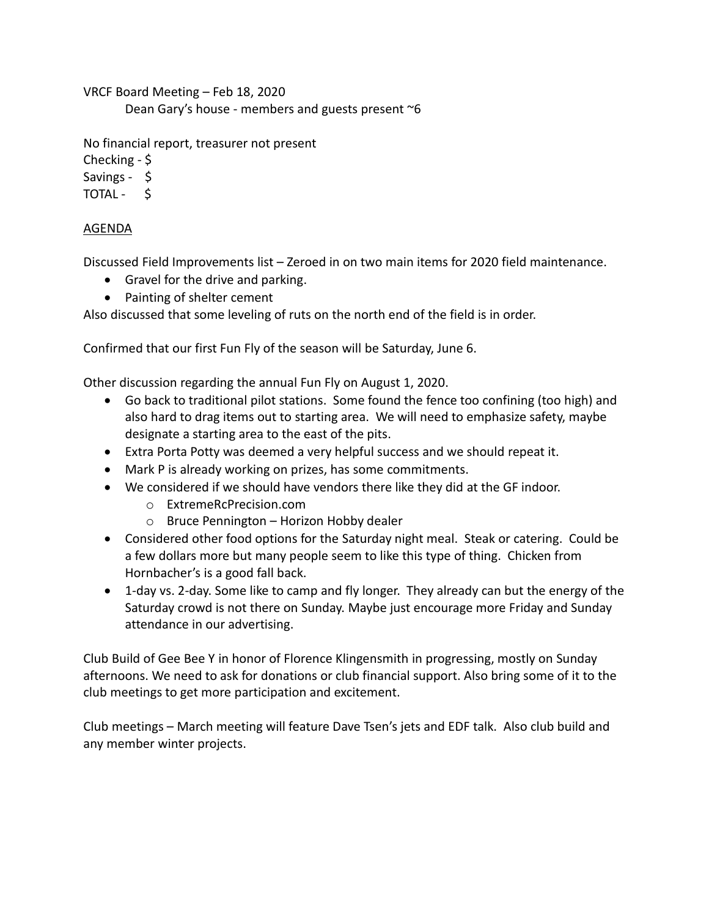VRCF Board Meeting – Feb 18, 2020

Dean Gary's house - members and guests present ~6

No financial report, treasurer not present

Checking - $

Savings - $

TOTAL - $

AGENDA

Discussed Field Improvements list – Zeroed in on two main items for 2020 field maintenance.

- Gravel for the drive and parking.
- Painting of shelter cement

Also discussed that some leveling of ruts on the north end of the field is in order.

Confirmed that our first Fun Fly of the season will be Saturday, June 6.

Other discussion regarding the annual Fun Fly on August 1, 2020.

- Go back to traditional pilot stations. Some found the fence too confining (too high) and also hard to drag items out to starting area. We will need to emphasize safety, maybe designate a starting area to the east of the pits.
- Extra Porta Potty was deemed a very helpful success and we should repeat it.
- Mark P is already working on prizes, has some commitments.
- We considered if we should have vendors there like they did at the GF indoor.
  - ExtremeRcPrecision.com
  - Bruce Pennington – Horizon Hobby dealer
- Considered other food options for the Saturday night meal. Steak or catering. Could be a few dollars more but many people seem to like this type of thing. Chicken from Hornbacher's is a good fall back.
- 1-day vs. 2-day. Some like to camp and fly longer. They already can but the energy of the Saturday crowd is not there on Sunday. Maybe just encourage more Friday and Sunday attendance in our advertising.

Club Build of Gee Bee Y in honor of Florence Klingensmith in progressing, mostly on Sunday afternoons. We need to ask for donations or club financial support. Also bring some of it to the club meetings to get more participation and excitement.

Club meetings – March meeting will feature Dave Tsen's jets and EDF talk. Also club build and any member winter projects.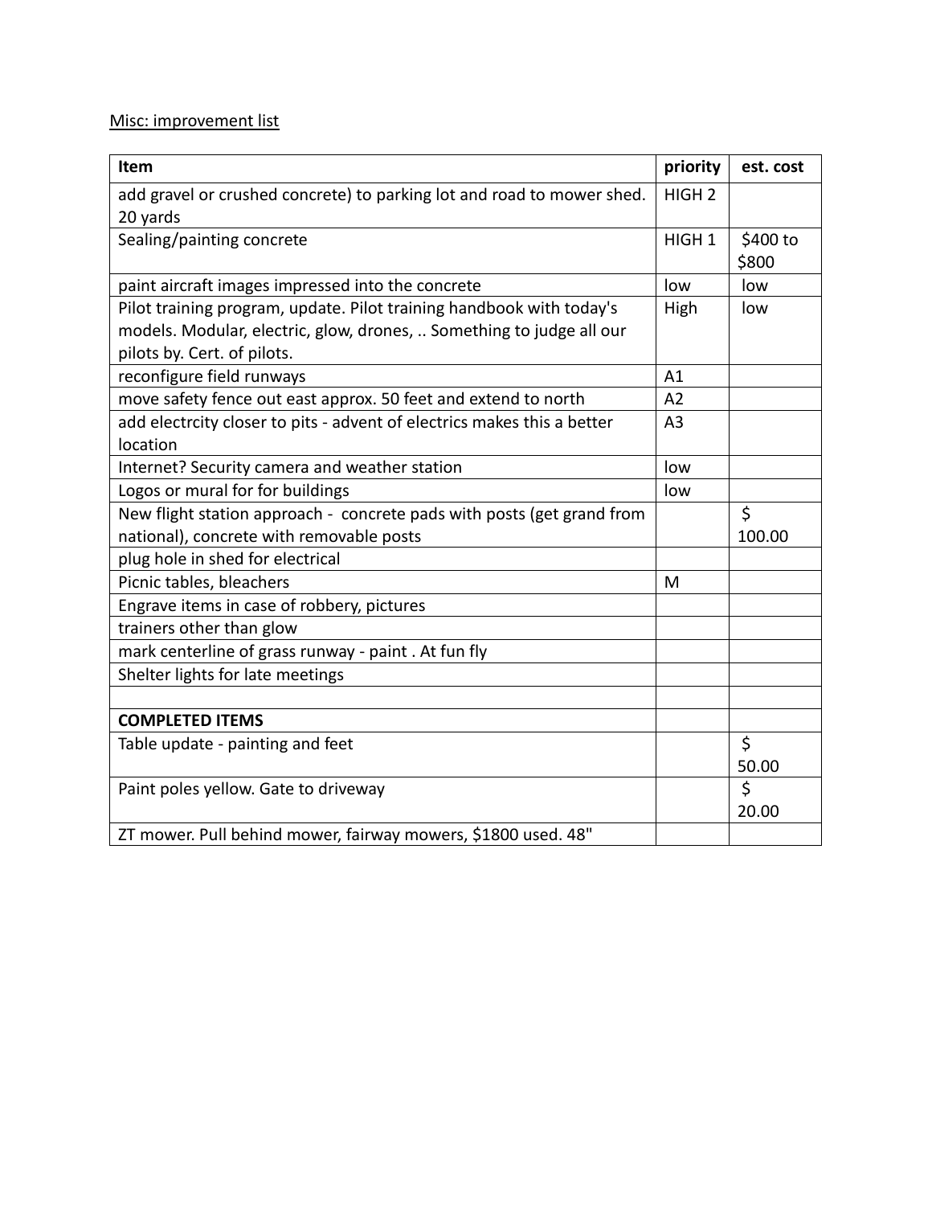Misc: improvement list

| Item | priority | est. cost |
|---|---|---|
| add gravel or crushed concrete) to parking lot and road to mower shed. 20 yards | HIGH 2 | |
| Sealing/painting concrete | HIGH 1 | $400 to $800 |
| paint aircraft images impressed into the concrete | low | low |
| Pilot training program, update. Pilot training handbook with today's models. Modular, electric, glow, drones, .. Something to judge all our pilots by. Cert. of pilots. | High | low |
| reconfigure field runways | A1 | |
| move safety fence out east approx. 50 feet and extend to north | A2 | |
| add electrcity closer to pits - advent of electrics makes this a better location | A3 | |
| Internet? Security camera and weather station | low | |
| Logos or mural for for buildings | low | |
| New flight station approach - concrete pads with posts (get grand from national), concrete with removable posts | | $ 100.00 |
| plug hole in shed for electrical | | |
| Picnic tables, bleachers | M | |
| Engrave items in case of robbery, pictures | | |
| trainers other than glow | | |
| mark centerline of grass runway - paint . At fun fly | | |
| Shelter lights for late meetings | | |
| | | |
| **COMPLETED ITEMS** | | |
| Table update - painting and feet | | $ 50.00 |
| Paint poles yellow. Gate to driveway | | $ 20.00 |
| ZT mower. Pull behind mower, fairway mowers, $1800 used. 48" | | |